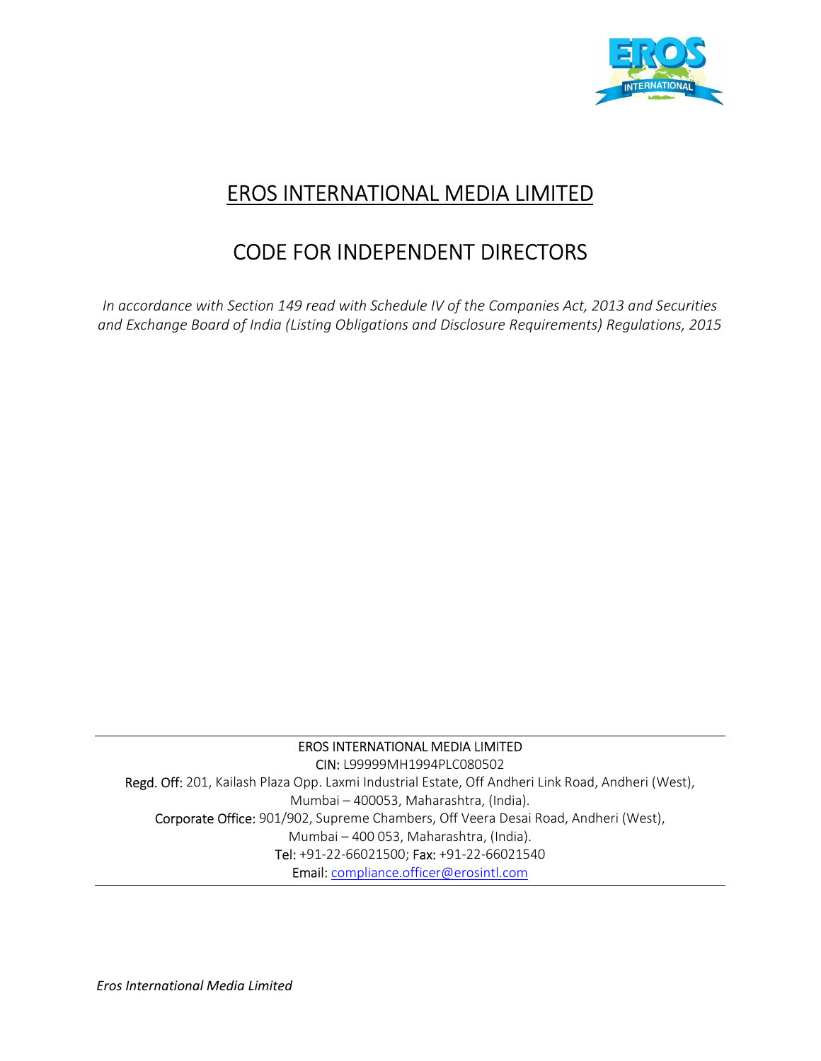# EROS INTERNATIONAL MEDIA LIMITED

# CODE FOR INDEPENDENT DIRECTORS

*In accordance with Section 149 read with Schedule IV of the Companies Act, 2013 and Securities and Exchange Board of India (Listing Obligations and Disclosure Requirements) Regulations, 2015*

---

EROS INTERNATIONAL MEDIA LIMITED

CIN: L99999MH1994PLC080502

Regd. Off: 201, Kailash Plaza Opp. Laxmi Industrial Estate, Off Andheri Link Road, Andheri (West), Mumbai – 400053, Maharashtra, (India).

Corporate Office: 901/902, Supreme Chambers, Off Veera Desai Road, Andheri (West), Mumbai – 400 053, Maharashtra, (India).

Tel: +91-22-66021500; Fax: +91-22-66021540

Email: compliance.officer@erosintl.com

---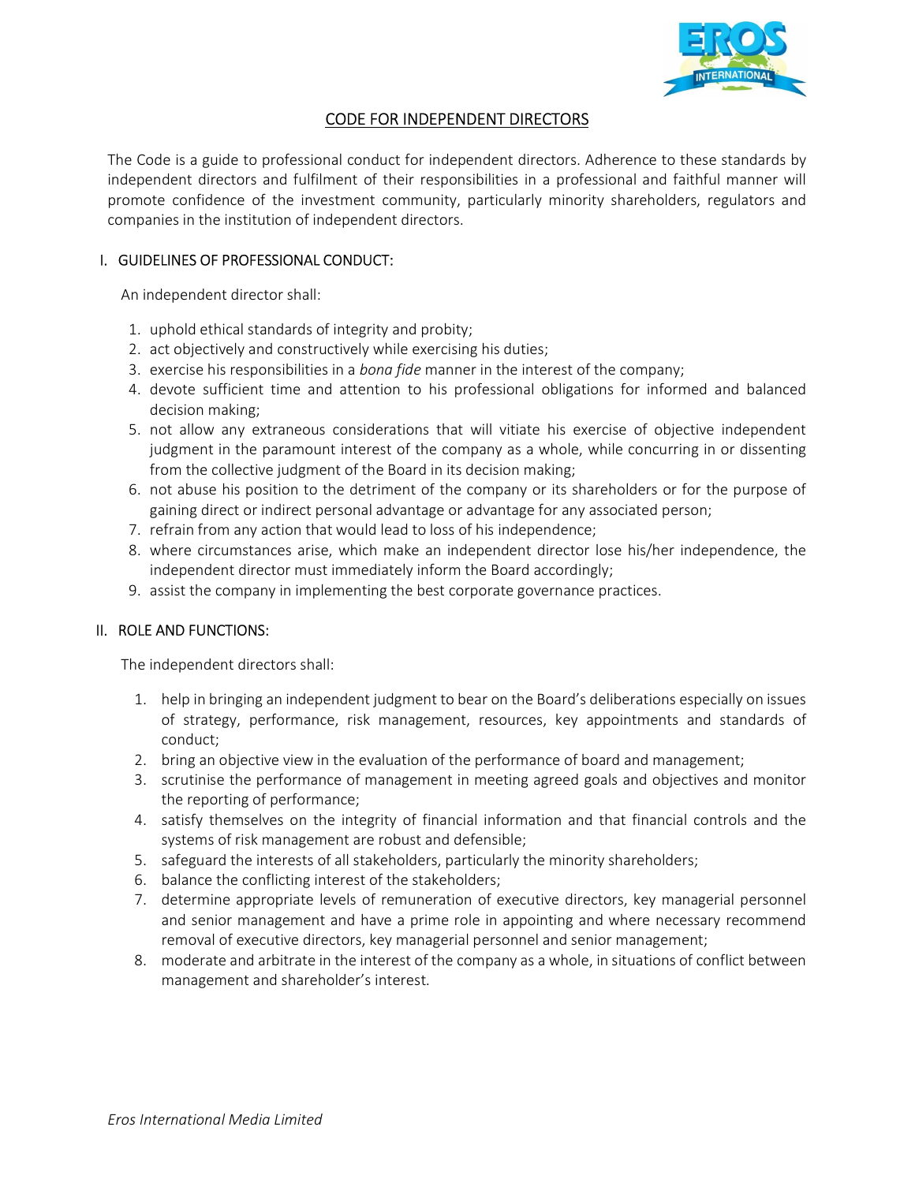# CODE FOR INDEPENDENT DIRECTORS

The Code is a guide to professional conduct for independent directors. Adherence to these standards by independent directors and fulfilment of their responsibilities in a professional and faithful manner will promote confidence of the investment community, particularly minority shareholders, regulators and companies in the institution of independent directors.

## I. GUIDELINES OF PROFESSIONAL CONDUCT:

An independent director shall:

1. uphold ethical standards of integrity and probity;
2. act objectively and constructively while exercising his duties;
3. exercise his responsibilities in a *bona fide* manner in the interest of the company;
4. devote sufficient time and attention to his professional obligations for informed and balanced decision making;
5. not allow any extraneous considerations that will vitiate his exercise of objective independent judgment in the paramount interest of the company as a whole, while concurring in or dissenting from the collective judgment of the Board in its decision making;
6. not abuse his position to the detriment of the company or its shareholders or for the purpose of gaining direct or indirect personal advantage or advantage for any associated person;
7. refrain from any action that would lead to loss of his independence;
8. where circumstances arise, which make an independent director lose his/her independence, the independent director must immediately inform the Board accordingly;
9. assist the company in implementing the best corporate governance practices.

## II. ROLE AND FUNCTIONS:

The independent directors shall:

1. help in bringing an independent judgment to bear on the Board's deliberations especially on issues of strategy, performance, risk management, resources, key appointments and standards of conduct;
2. bring an objective view in the evaluation of the performance of board and management;
3. scrutinise the performance of management in meeting agreed goals and objectives and monitor the reporting of performance;
4. satisfy themselves on the integrity of financial information and that financial controls and the systems of risk management are robust and defensible;
5. safeguard the interests of all stakeholders, particularly the minority shareholders;
6. balance the conflicting interest of the stakeholders;
7. determine appropriate levels of remuneration of executive directors, key managerial personnel and senior management and have a prime role in appointing and where necessary recommend removal of executive directors, key managerial personnel and senior management;
8. moderate and arbitrate in the interest of the company as a whole, in situations of conflict between management and shareholder's interest.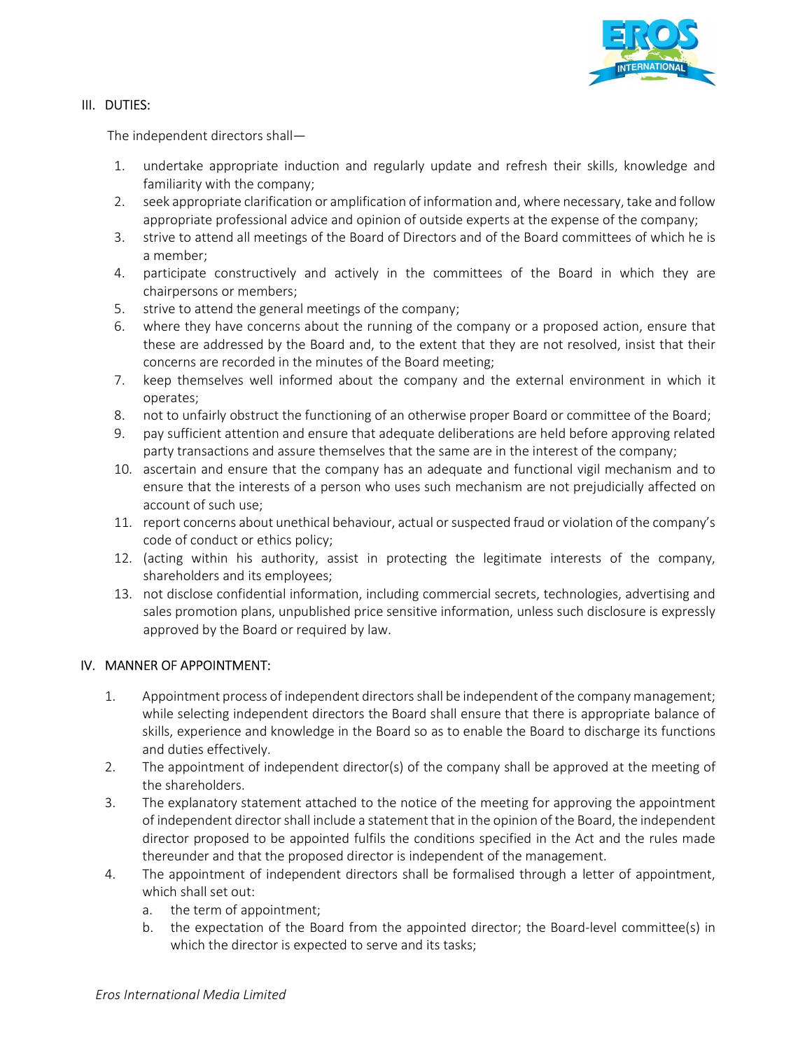## III. DUTIES:

The independent directors shall—

1. undertake appropriate induction and regularly update and refresh their skills, knowledge and familiarity with the company;
2. seek appropriate clarification or amplification of information and, where necessary, take and follow appropriate professional advice and opinion of outside experts at the expense of the company;
3. strive to attend all meetings of the Board of Directors and of the Board committees of which he is a member;
4. participate constructively and actively in the committees of the Board in which they are chairpersons or members;
5. strive to attend the general meetings of the company;
6. where they have concerns about the running of the company or a proposed action, ensure that these are addressed by the Board and, to the extent that they are not resolved, insist that their concerns are recorded in the minutes of the Board meeting;
7. keep themselves well informed about the company and the external environment in which it operates;
8. not to unfairly obstruct the functioning of an otherwise proper Board or committee of the Board;
9. pay sufficient attention and ensure that adequate deliberations are held before approving related party transactions and assure themselves that the same are in the interest of the company;
10. ascertain and ensure that the company has an adequate and functional vigil mechanism and to ensure that the interests of a person who uses such mechanism are not prejudicially affected on account of such use;
11. report concerns about unethical behaviour, actual or suspected fraud or violation of the company's code of conduct or ethics policy;
12. (acting within his authority, assist in protecting the legitimate interests of the company, shareholders and its employees;
13. not disclose confidential information, including commercial secrets, technologies, advertising and sales promotion plans, unpublished price sensitive information, unless such disclosure is expressly approved by the Board or required by law.

## IV. MANNER OF APPOINTMENT:

1. Appointment process of independent directors shall be independent of the company management; while selecting independent directors the Board shall ensure that there is appropriate balance of skills, experience and knowledge in the Board so as to enable the Board to discharge its functions and duties effectively.
2. The appointment of independent director(s) of the company shall be approved at the meeting of the shareholders.
3. The explanatory statement attached to the notice of the meeting for approving the appointment of independent director shall include a statement that in the opinion of the Board, the independent director proposed to be appointed fulfils the conditions specified in the Act and the rules made thereunder and that the proposed director is independent of the management.
4. The appointment of independent directors shall be formalised through a letter of appointment, which shall set out:
   a. the term of appointment;
   b. the expectation of the Board from the appointed director; the Board-level committee(s) in which the director is expected to serve and its tasks;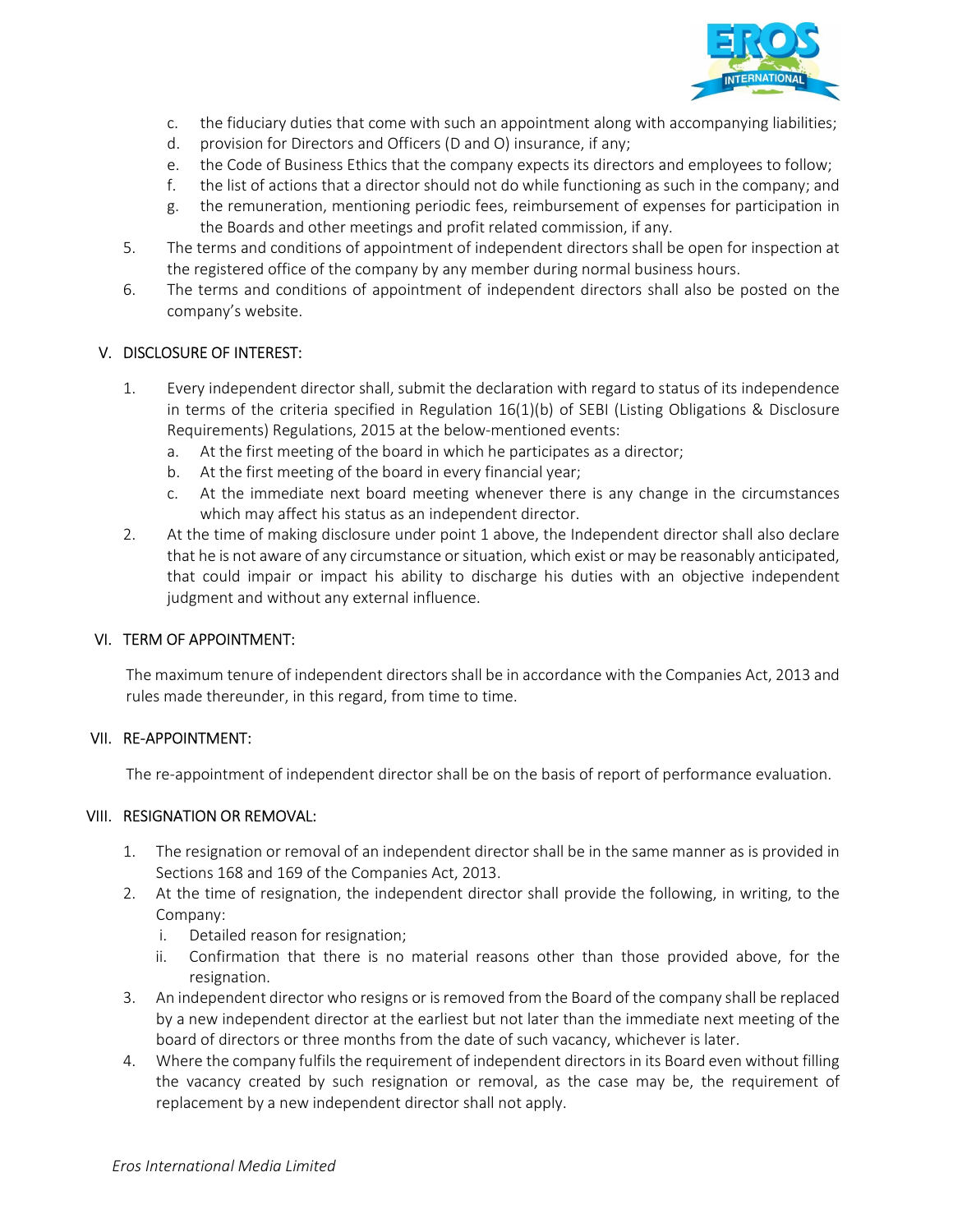c. the fiduciary duties that come with such an appointment along with accompanying liabilities;
d. provision for Directors and Officers (D and O) insurance, if any;
e. the Code of Business Ethics that the company expects its directors and employees to follow;
f. the list of actions that a director should not do while functioning as such in the company; and
g. the remuneration, mentioning periodic fees, reimbursement of expenses for participation in the Boards and other meetings and profit related commission, if any.

5. The terms and conditions of appointment of independent directors shall be open for inspection at the registered office of the company by any member during normal business hours.
6. The terms and conditions of appointment of independent directors shall also be posted on the company's website.

## V. DISCLOSURE OF INTEREST:

1. Every independent director shall, submit the declaration with regard to status of its independence in terms of the criteria specified in Regulation 16(1)(b) of SEBI (Listing Obligations & Disclosure Requirements) Regulations, 2015 at the below-mentioned events:
   a. At the first meeting of the board in which he participates as a director;
   b. At the first meeting of the board in every financial year;
   c. At the immediate next board meeting whenever there is any change in the circumstances which may affect his status as an independent director.
2. At the time of making disclosure under point 1 above, the Independent director shall also declare that he is not aware of any circumstance or situation, which exist or may be reasonably anticipated, that could impair or impact his ability to discharge his duties with an objective independent judgment and without any external influence.

## VI. TERM OF APPOINTMENT:

The maximum tenure of independent directors shall be in accordance with the Companies Act, 2013 and rules made thereunder, in this regard, from time to time.

## VII. RE-APPOINTMENT:

The re-appointment of independent director shall be on the basis of report of performance evaluation.

## VIII. RESIGNATION OR REMOVAL:

1. The resignation or removal of an independent director shall be in the same manner as is provided in Sections 168 and 169 of the Companies Act, 2013.
2. At the time of resignation, the independent director shall provide the following, in writing, to the Company:
   i. Detailed reason for resignation;
   ii. Confirmation that there is no material reasons other than those provided above, for the resignation.
3. An independent director who resigns or is removed from the Board of the company shall be replaced by a new independent director at the earliest but not later than the immediate next meeting of the board of directors or three months from the date of such vacancy, whichever is later.
4. Where the company fulfils the requirement of independent directors in its Board even without filling the vacancy created by such resignation or removal, as the case may be, the requirement of replacement by a new independent director shall not apply.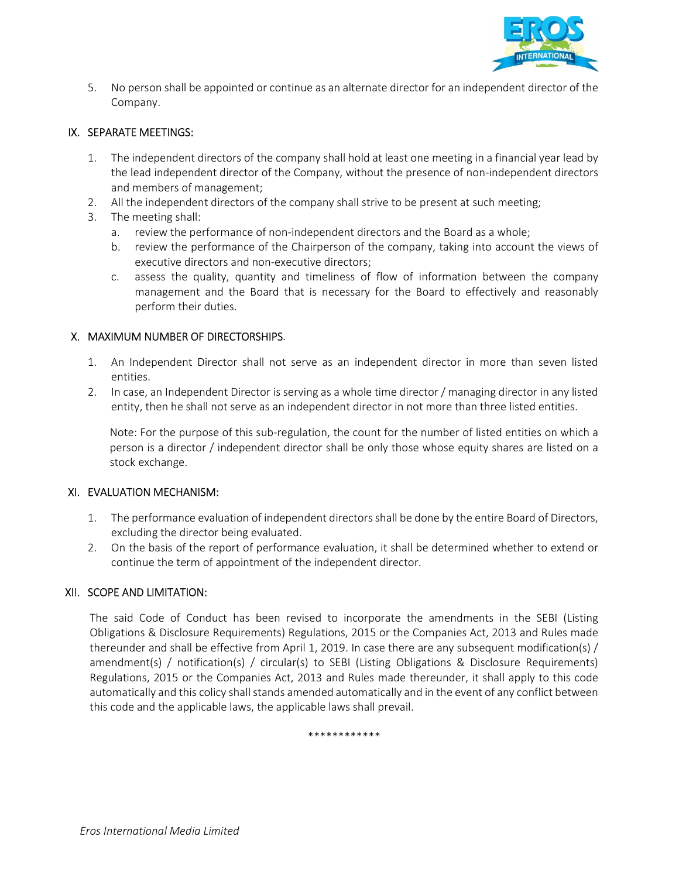5. No person shall be appointed or continue as an alternate director for an independent director of the Company.

## IX. SEPARATE MEETINGS:

1. The independent directors of the company shall hold at least one meeting in a financial year lead by the lead independent director of the Company, without the presence of non-independent directors and members of management;
2. All the independent directors of the company shall strive to be present at such meeting;
3. The meeting shall:
   a. review the performance of non-independent directors and the Board as a whole;
   b. review the performance of the Chairperson of the company, taking into account the views of executive directors and non-executive directors;
   c. assess the quality, quantity and timeliness of flow of information between the company management and the Board that is necessary for the Board to effectively and reasonably perform their duties.

## X. MAXIMUM NUMBER OF DIRECTORSHIPS.

1. An Independent Director shall not serve as an independent director in more than seven listed entities.
2. In case, an Independent Director is serving as a whole time director / managing director in any listed entity, then he shall not serve as an independent director in not more than three listed entities.

Note: For the purpose of this sub-regulation, the count for the number of listed entities on which a person is a director / independent director shall be only those whose equity shares are listed on a stock exchange.

## XI. EVALUATION MECHANISM:

1. The performance evaluation of independent directors shall be done by the entire Board of Directors, excluding the director being evaluated.
2. On the basis of the report of performance evaluation, it shall be determined whether to extend or continue the term of appointment of the independent director.

## XII. SCOPE AND LIMITATION:

The said Code of Conduct has been revised to incorporate the amendments in the SEBI (Listing Obligations & Disclosure Requirements) Regulations, 2015 or the Companies Act, 2013 and Rules made thereunder and shall be effective from April 1, 2019. In case there are any subsequent modification(s) / amendment(s) / notification(s) / circular(s) to SEBI (Listing Obligations & Disclosure Requirements) Regulations, 2015 or the Companies Act, 2013 and Rules made thereunder, it shall apply to this code automatically and this colicy shall stands amended automatically and in the event of any conflict between this code and the applicable laws, the applicable laws shall prevail.

************